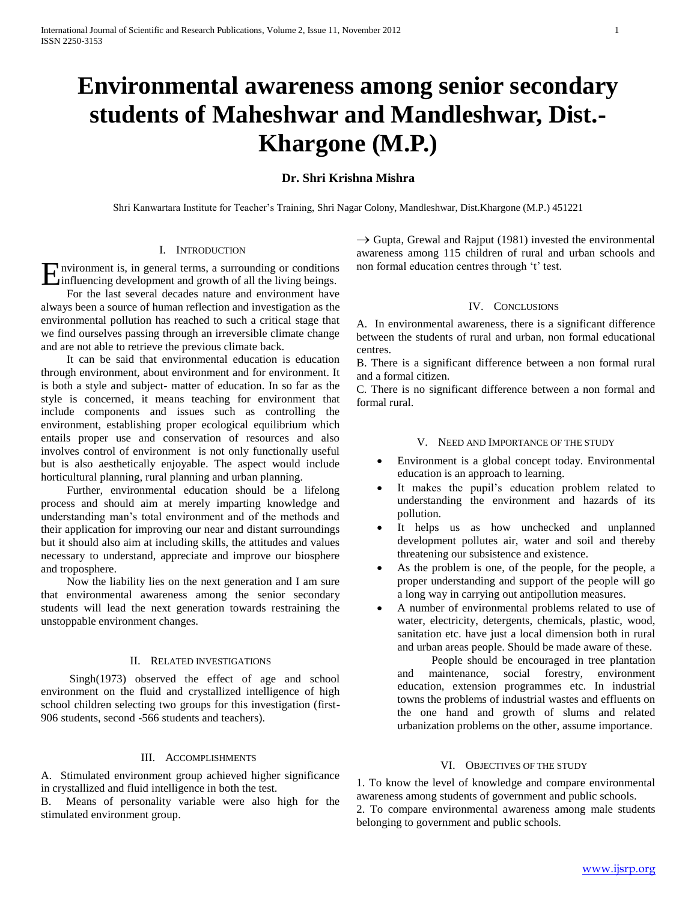# Environmental awareness among senior secondary students of Maheshwar and Mandleshwar, Dist.-Khargone (M.P.)

**Dr. Shri Krishna Mishra**

Shri Kanwartara Institute for Teacher's Training, Shri Nagar Colony, Mandleshwar, Dist.Khargone (M.P.) 451221

## I. Introduction

Environment is, in general terms, a surrounding or conditions influencing development and growth of all the living beings.

For the last several decades nature and environment have always been a source of human reflection and investigation as the environmental pollution has reached to such a critical stage that we find ourselves passing through an irreversible climate change and are not able to retrieve the previous climate back.

It can be said that environmental education is education through environment, about environment and for environment. It is both a style and subject- matter of education. In so far as the style is concerned, it means teaching for environment that include components and issues such as controlling the environment, establishing proper ecological equilibrium which entails proper use and conservation of resources and also involves control of environment is not only functionally useful but is also aesthetically enjoyable. The aspect would include horticultural planning, rural planning and urban planning.

Further, environmental education should be a lifelong process and should aim at merely imparting knowledge and understanding man's total environment and of the methods and their application for improving our near and distant surroundings but it should also aim at including skills, the attitudes and values necessary to understand, appreciate and improve our biosphere and troposphere.

Now the liability lies on the next generation and I am sure that environmental awareness among the senior secondary students will lead the next generation towards restraining the unstoppable environment changes.

## II. Related Investigations

Singh(1973) observed the effect of age and school environment on the fluid and crystallized intelligence of high school children selecting two groups for this investigation (first-906 students, second -566 students and teachers).

## III. Accomplishments

A. Stimulated environment group achieved higher significance in crystallized and fluid intelligence in both the test.

B. Means of personality variable were also high for the stimulated environment group.

→ Gupta, Grewal and Rajput (1981) invested the environmental awareness among 115 children of rural and urban schools and non formal education centres through 't' test.

## IV. Conclusions

A. In environmental awareness, there is a significant difference between the students of rural and urban, non formal educational centres.

B. There is a significant difference between a non formal rural and a formal citizen.

C. There is no significant difference between a non formal and formal rural.

## V. Need and Importance of the Study

- Environment is a global concept today. Environmental education is an approach to learning.
- It makes the pupil's education problem related to understanding the environment and hazards of its pollution.
- It helps us as how unchecked and unplanned development pollutes air, water and soil and thereby threatening our subsistence and existence.
- As the problem is one, of the people, for the people, a proper understanding and support of the people will go a long way in carrying out antipollution measures.
- A number of environmental problems related to use of water, electricity, detergents, chemicals, plastic, wood, sanitation etc. have just a local dimension both in rural and urban areas people. Should be made aware of these.

  People should be encouraged in tree plantation and maintenance, social forestry, environment education, extension programmes etc. In industrial towns the problems of industrial wastes and effluents on the one hand and growth of slums and related urbanization problems on the other, assume importance.

## VI. Objectives of the Study

1. To know the level of knowledge and compare environmental awareness among students of government and public schools.
2. To compare environmental awareness among male students belonging to government and public schools.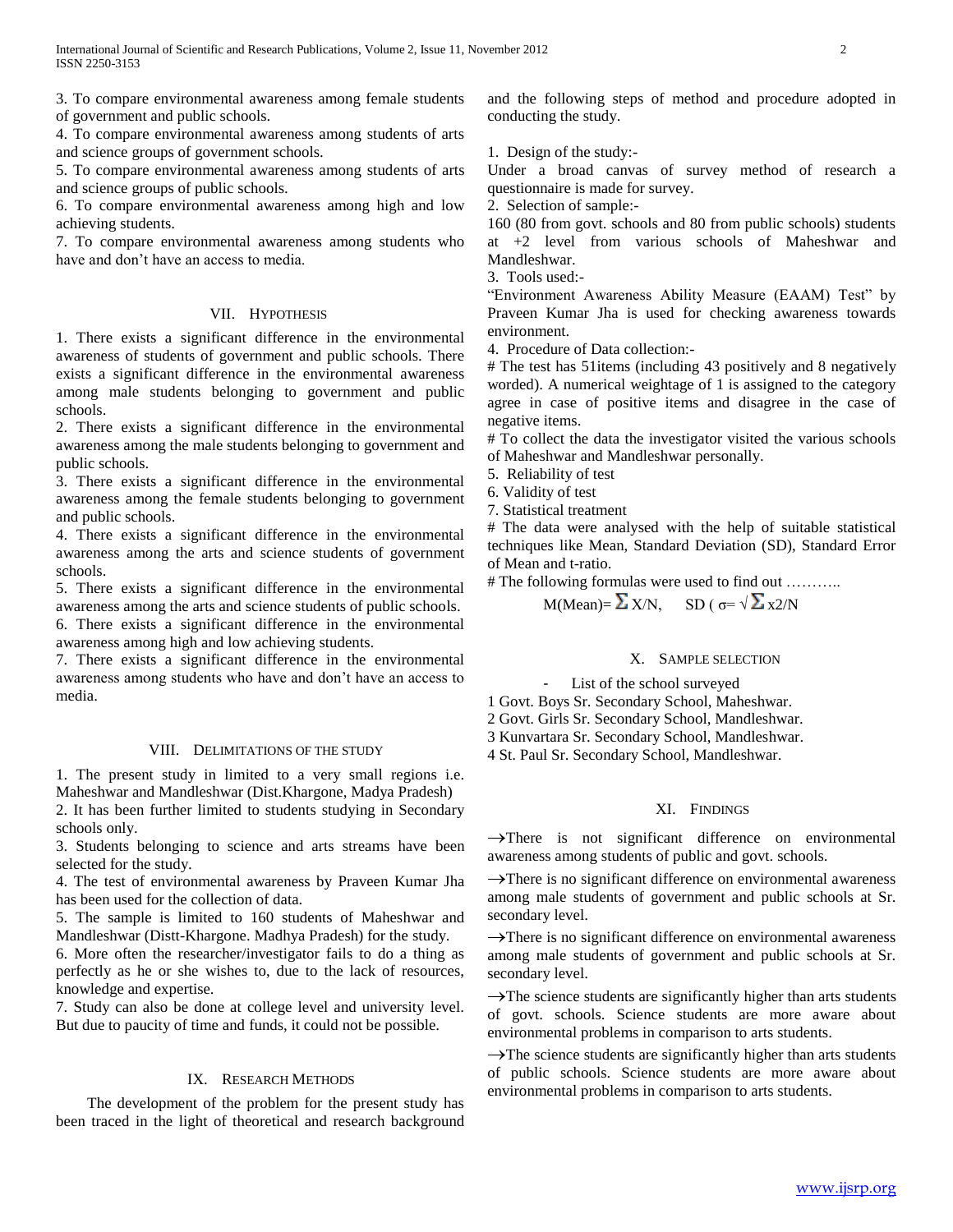3. To compare environmental awareness among female students of government and public schools.

4. To compare environmental awareness among students of arts and science groups of government schools.

5. To compare environmental awareness among students of arts and science groups of public schools.

6. To compare environmental awareness among high and low achieving students.

7. To compare environmental awareness among students who have and don't have an access to media.

## VII. Hypothesis

1. There exists a significant difference in the environmental awareness of students of government and public schools. There exists a significant difference in the environmental awareness among male students belonging to government and public schools.

2. There exists a significant difference in the environmental awareness among the male students belonging to government and public schools.

3. There exists a significant difference in the environmental awareness among the female students belonging to government and public schools.

4. There exists a significant difference in the environmental awareness among the arts and science students of government schools.

5. There exists a significant difference in the environmental awareness among the arts and science students of public schools.

6. There exists a significant difference in the environmental awareness among high and low achieving students.

7. There exists a significant difference in the environmental awareness among students who have and don't have an access to media.

## VIII. Delimitations of the Study

1. The present study in limited to a very small regions i.e. Maheshwar and Mandleshwar (Dist.Khargone, Madya Pradesh)

2. It has been further limited to students studying in Secondary schools only.

3. Students belonging to science and arts streams have been selected for the study.

4. The test of environmental awareness by Praveen Kumar Jha has been used for the collection of data.

5. The sample is limited to 160 students of Maheshwar and Mandleshwar (Distt-Khargone. Madhya Pradesh) for the study.

6. More often the researcher/investigator fails to do a thing as perfectly as he or she wishes to, due to the lack of resources, knowledge and expertise.

7. Study can also be done at college level and university level. But due to paucity of time and funds, it could not be possible.

## IX. Research Methods

The development of the problem for the present study has been traced in the light of theoretical and research background and the following steps of method and procedure adopted in conducting the study.

1. Design of the study:-

Under a broad canvas of survey method of research a questionnaire is made for survey.

2. Selection of sample:-

160 (80 from govt. schools and 80 from public schools) students at +2 level from various schools of Maheshwar and Mandleshwar.

3. Tools used:-

"Environment Awareness Ability Measure (EAAM) Test" by Praveen Kumar Jha is used for checking awareness towards environment.

4. Procedure of Data collection:-

# The test has 51items (including 43 positively and 8 negatively worded). A numerical weightage of 1 is assigned to the category agree in case of positive items and disagree in the case of negative items.

# To collect the data the investigator visited the various schools of Maheshwar and Mandleshwar personally.

5. Reliability of test

6. Validity of test

7. Statistical treatment

# The data were analysed with the help of suitable statistical techniques like Mean, Standard Deviation (SD), Standard Error of Mean and t-ratio.

# The following formulas were used to find out ………..

M(Mean)= $\Sigma X/N$, SD ( $\sigma = \sqrt{\Sigma x2/N}$

## X. Sample Selection

- List of the school surveyed

1 Govt. Boys Sr. Secondary School, Maheshwar.

2 Govt. Girls Sr. Secondary School, Mandleshwar.

3 Kunvartara Sr. Secondary School, Mandleshwar.

4 St. Paul Sr. Secondary School, Mandleshwar.

## XI. Findings

→There is not significant difference on environmental awareness among students of public and govt. schools.

→There is no significant difference on environmental awareness among male students of government and public schools at Sr. secondary level.

→There is no significant difference on environmental awareness among male students of government and public schools at Sr. secondary level.

→The science students are significantly higher than arts students of govt. schools. Science students are more aware about environmental problems in comparison to arts students.

→The science students are significantly higher than arts students of public schools. Science students are more aware about environmental problems in comparison to arts students.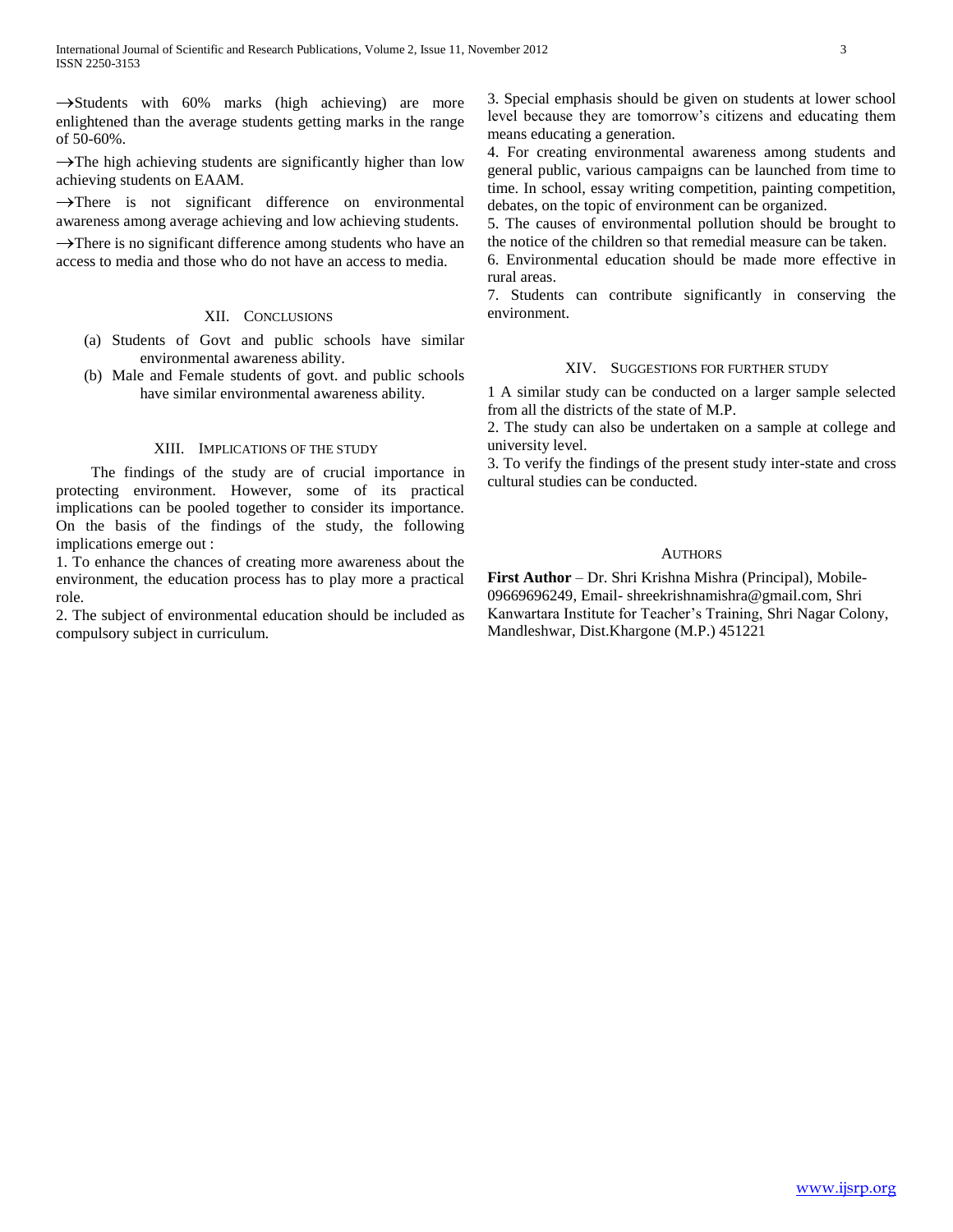→Students with 60% marks (high achieving) are more enlightened than the average students getting marks in the range of 50-60%.

→The high achieving students are significantly higher than low achieving students on EAAM.

→There is not significant difference on environmental awareness among average achieving and low achieving students.

→There is no significant difference among students who have an access to media and those who do not have an access to media.

## XII. Conclusions

(a) Students of Govt and public schools have similar environmental awareness ability.

(b) Male and Female students of govt. and public schools have similar environmental awareness ability.

## XIII. Implications of the Study

The findings of the study are of crucial importance in protecting environment. However, some of its practical implications can be pooled together to consider its importance. On the basis of the findings of the study, the following implications emerge out :

1. To enhance the chances of creating more awareness about the environment, the education process has to play more a practical role.
2. The subject of environmental education should be included as compulsory subject in curriculum.
3. Special emphasis should be given on students at lower school level because they are tomorrow's citizens and educating them means educating a generation.
4. For creating environmental awareness among students and general public, various campaigns can be launched from time to time. In school, essay writing competition, painting competition, debates, on the topic of environment can be organized.
5. The causes of environmental pollution should be brought to the notice of the children so that remedial measure can be taken.
6. Environmental education should be made more effective in rural areas.
7. Students can contribute significantly in conserving the environment.

## XIV. Suggestions for Further Study

1 A similar study can be conducted on a larger sample selected from all the districts of the state of M.P.

2. The study can also be undertaken on a sample at college and university level.

3. To verify the findings of the present study inter-state and cross cultural studies can be conducted.

## Authors

**First Author** – Dr. Shri Krishna Mishra (Principal), Mobile- 09669696249, Email- shreekrishnamishra@gmail.com, Shri Kanwartara Institute for Teacher's Training, Shri Nagar Colony, Mandleshwar, Dist.Khargone (M.P.) 451221